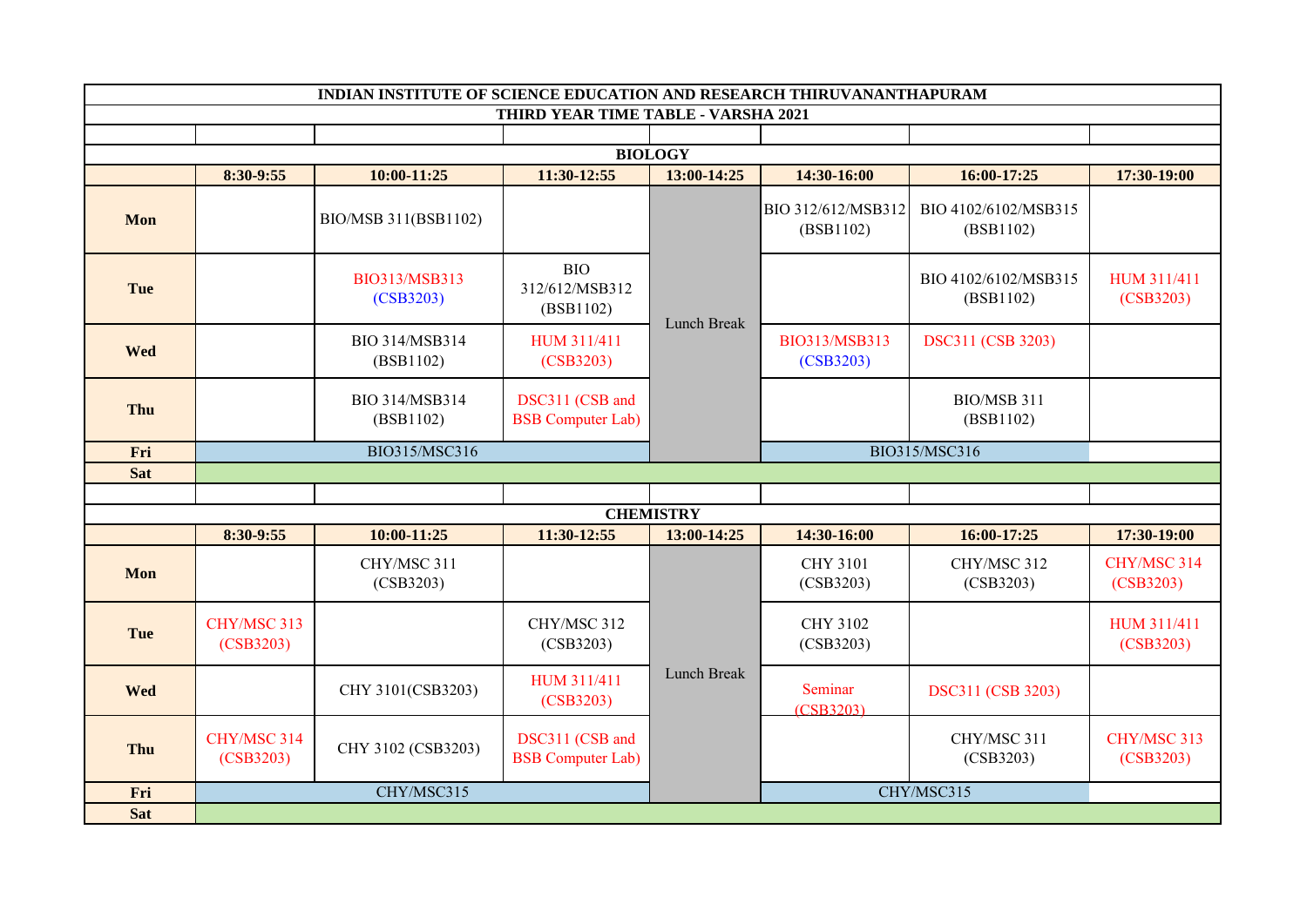# INDIAN INSTITUTE OF SCIENCE EDUCATION AND RESEARCH THIRUVANANTHAPURAM

## THIRD YEAR TIME TABLE - VARSHA 2021

### BIOLOGY

| | 8:30-9:55 | 10:00-11:25 | 11:30-12:55 | 13:00-14:25 | 14:30-16:00 | 16:00-17:25 | 17:30-19:00 |
|---|---|---|---|---|---|---|---|
| **Mon** | | BIO/MSB 311(BSB1102) | | Lunch Break | BIO 312/612/MSB312 (BSB1102) | BIO 4102/6102/MSB315 (BSB1102) | |
| **Tue** | | BIO313/MSB313 (CSB3203) | BIO 312/612/MSB312 (BSB1102) | | | BIO 4102/6102/MSB315 (BSB1102) | HUM 311/411 (CSB3203) |
| **Wed** | | BIO 314/MSB314 (BSB1102) | HUM 311/411 (CSB3203) | | BIO313/MSB313 (CSB3203) | DSC311 (CSB 3203) | |
| **Thu** | | BIO 314/MSB314 (BSB1102) | DSC311 (CSB and BSB Computer Lab) | | | BIO/MSB 311 (BSB1102) | |
| **Fri** | BIO315/MSC316 | | | | BIO315/MSC316 | | |
| **Sat** | | | | | | | |

### CHEMISTRY

| | 8:30-9:55 | 10:00-11:25 | 11:30-12:55 | 13:00-14:25 | 14:30-16:00 | 16:00-17:25 | 17:30-19:00 |
|---|---|---|---|---|---|---|---|
| **Mon** | | CHY/MSC 311 (CSB3203) | | Lunch Break | CHY 3101 (CSB3203) | CHY/MSC 312 (CSB3203) | CHY/MSC 314 (CSB3203) |
| **Tue** | CHY/MSC 313 (CSB3203) | | CHY/MSC 312 (CSB3203) | | CHY 3102 (CSB3203) | | HUM 311/411 (CSB3203) |
| **Wed** | | CHY 3101(CSB3203) | HUM 311/411 (CSB3203) | | Seminar (CSB3203) | DSC311 (CSB 3203) | |
| **Thu** | CHY/MSC 314 (CSB3203) | CHY 3102 (CSB3203) | DSC311 (CSB and BSB Computer Lab) | | | CHY/MSC 311 (CSB3203) | CHY/MSC 313 (CSB3203) |
| **Fri** | CHY/MSC315 | | | | CHY/MSC315 | | |
| **Sat** | | | | | | | |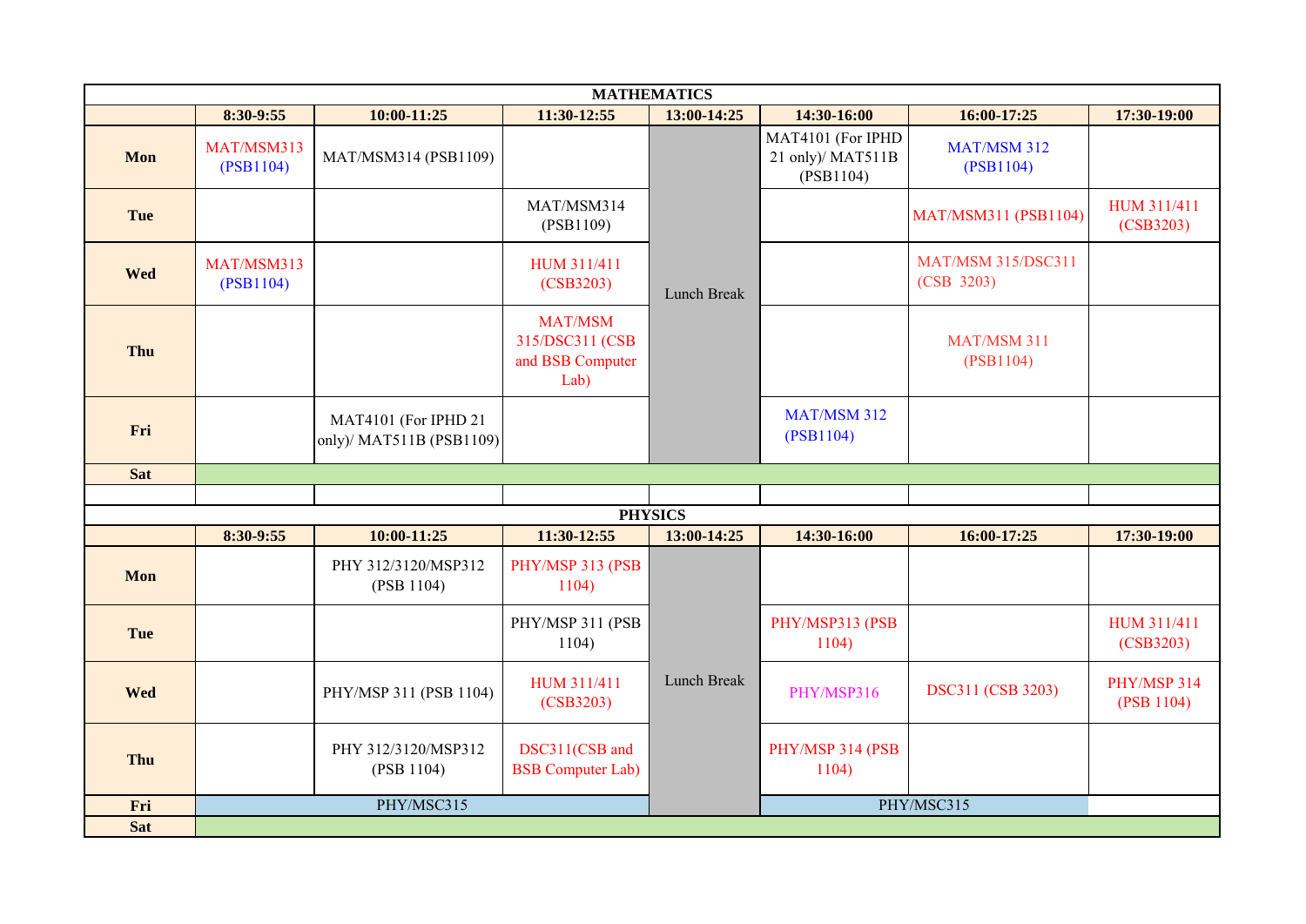## MATHEMATICS

| | 8:30-9:55 | 10:00-11:25 | 11:30-12:55 | 13:00-14:25 | 14:30-16:00 | 16:00-17:25 | 17:30-19:00 |
|---|---|---|---|---|---|---|---|
| **Mon** | MAT/MSM313 (PSB1104) | MAT/MSM314 (PSB1109) | | Lunch Break | MAT4101 (For IPHD 21 only)/ MAT511B (PSB1104) | MAT/MSM 312 (PSB1104) | |
| **Tue** | | | MAT/MSM314 (PSB1109) | | | MAT/MSM311 (PSB1104) | HUM 311/411 (CSB3203) |
| **Wed** | MAT/MSM313 (PSB1104) | | HUM 311/411 (CSB3203) | | | MAT/MSM 315/DSC311 (CSB 3203) | |
| **Thu** | | | MAT/MSM 315/DSC311 (CSB and BSB Computer Lab) | | | MAT/MSM 311 (PSB1104) | |
| **Fri** | | MAT4101 (For IPHD 21 only)/ MAT511B (PSB1109) | | | MAT/MSM 312 (PSB1104) | | |
| **Sat** | | | | | | | |

## PHYSICS

| | 8:30-9:55 | 10:00-11:25 | 11:30-12:55 | 13:00-14:25 | 14:30-16:00 | 16:00-17:25 | 17:30-19:00 |
|---|---|---|---|---|---|---|---|
| **Mon** | | PHY 312/3120/MSP312 (PSB 1104) | PHY/MSP 313 (PSB 1104) | Lunch Break | | | |
| **Tue** | | | PHY/MSP 311 (PSB 1104) | | PHY/MSP313 (PSB 1104) | | HUM 311/411 (CSB3203) |
| **Wed** | | PHY/MSP 311 (PSB 1104) | HUM 311/411 (CSB3203) | | PHY/MSP316 | DSC311 (CSB 3203) | PHY/MSP 314 (PSB 1104) |
| **Thu** | | PHY 312/3120/MSP312 (PSB 1104) | DSC311(CSB and BSB Computer Lab) | | PHY/MSP 314 (PSB 1104) | | |
| **Fri** | PHY/MSC315 | | | | PHY/MSC315 | | |
| **Sat** | | | | | | | |